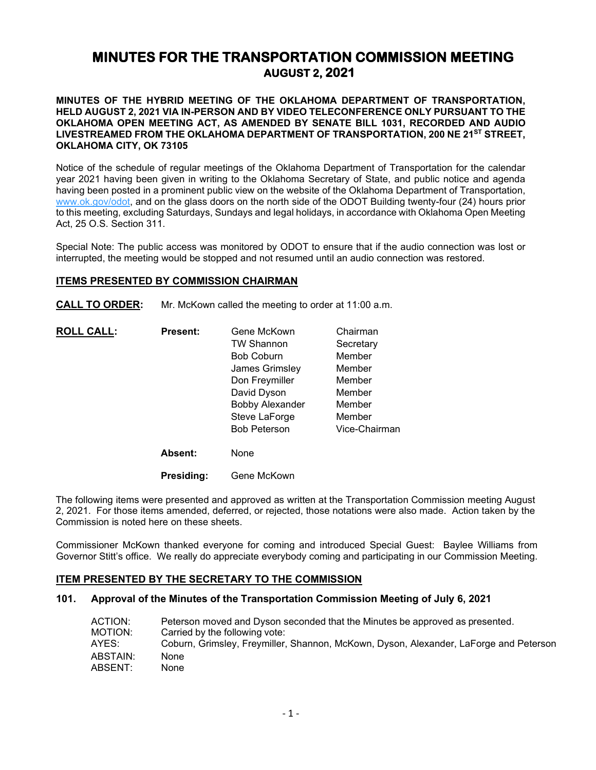# MINUTES FOR THE TRANSPORTATION COMMISSION MEETING
## AUGUST 2, 2021

**MINUTES OF THE HYBRID MEETING OF THE OKLAHOMA DEPARTMENT OF TRANSPORTATION, HELD AUGUST 2, 2021 VIA IN-PERSON AND BY VIDEO TELECONFERENCE ONLY PURSUANT TO THE OKLAHOMA OPEN MEETING ACT, AS AMENDED BY SENATE BILL 1031, RECORDED AND AUDIO LIVESTREAMED FROM THE OKLAHOMA DEPARTMENT OF TRANSPORTATION, 200 NE 21ST STREET, OKLAHOMA CITY, OK 73105**

Notice of the schedule of regular meetings of the Oklahoma Department of Transportation for the calendar year 2021 having been given in writing to the Oklahoma Secretary of State, and public notice and agenda having been posted in a prominent public view on the website of the Oklahoma Department of Transportation, www.ok.gov/odot, and on the glass doors on the north side of the ODOT Building twenty-four (24) hours prior to this meeting, excluding Saturdays, Sundays and legal holidays, in accordance with Oklahoma Open Meeting Act, 25 O.S. Section 311.

Special Note: The public access was monitored by ODOT to ensure that if the audio connection was lost or interrupted, the meeting would be stopped and not resumed until an audio connection was restored.

### ITEMS PRESENTED BY COMMISSION CHAIRMAN

**CALL TO ORDER:** Mr. McKown called the meeting to order at 11:00 a.m.

**ROLL CALL:**

**Present:**

| Name | Title |
|---|---|
| Gene McKown | Chairman |
| TW Shannon | Secretary |
| Bob Coburn | Member |
| James Grimsley | Member |
| Don Freymiller | Member |
| David Dyson | Member |
| Bobby Alexander | Member |
| Steve LaForge | Member |
| Bob Peterson | Vice-Chairman |

**Absent:** None

**Presiding:** Gene McKown

The following items were presented and approved as written at the Transportation Commission meeting August 2, 2021. For those items amended, deferred, or rejected, those notations were also made. Action taken by the Commission is noted here on these sheets.

Commissioner McKown thanked everyone for coming and introduced Special Guest: Baylee Williams from Governor Stitt's office. We really do appreciate everybody coming and participating in our Commission Meeting.

### ITEM PRESENTED BY THE SECRETARY TO THE COMMISSION

**101. Approval of the Minutes of the Transportation Commission Meeting of July 6, 2021**

ACTION: Peterson moved and Dyson seconded that the Minutes be approved as presented.
MOTION: Carried by the following vote:
AYES: Coburn, Grimsley, Freymiller, Shannon, McKown, Dyson, Alexander, LaForge and Peterson
ABSTAIN: None
ABSENT: None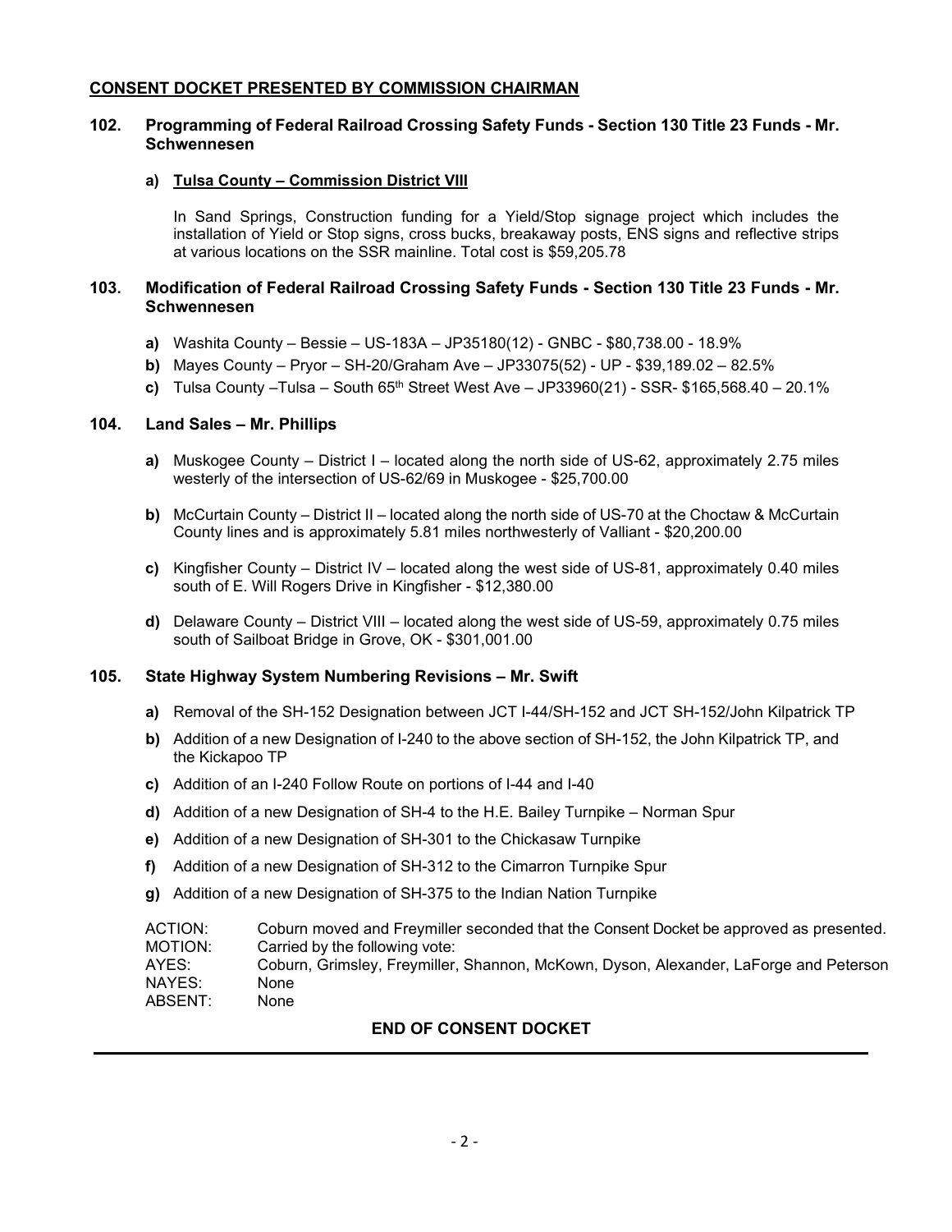## CONSENT DOCKET PRESENTED BY COMMISSION CHAIRMAN

### 102. Programming of Federal Railroad Crossing Safety Funds - Section 130 Title 23 Funds - Mr. Schwennesen

**a) Tulsa County – Commission District VIII**

In Sand Springs, Construction funding for a Yield/Stop signage project which includes the installation of Yield or Stop signs, cross bucks, breakaway posts, ENS signs and reflective strips at various locations on the SSR mainline. Total cost is $59,205.78

### 103. Modification of Federal Railroad Crossing Safety Funds - Section 130 Title 23 Funds - Mr. Schwennesen

**a)** Washita County – Bessie – US-183A – JP35180(12) - GNBC - $80,738.00 - 18.9%

**b)** Mayes County – Pryor – SH-20/Graham Ave – JP33075(52) - UP - $39,189.02 – 82.5%

**c)** Tulsa County –Tulsa – South 65th Street West Ave – JP33960(21) - SSR- $165,568.40 – 20.1%

### 104. Land Sales – Mr. Phillips

**a)** Muskogee County – District I – located along the north side of US-62, approximately 2.75 miles westerly of the intersection of US-62/69 in Muskogee - $25,700.00

**b)** McCurtain County – District II – located along the north side of US-70 at the Choctaw & McCurtain County lines and is approximately 5.81 miles northwesterly of Valliant - $20,200.00

**c)** Kingfisher County – District IV – located along the west side of US-81, approximately 0.40 miles south of E. Will Rogers Drive in Kingfisher - $12,380.00

**d)** Delaware County – District VIII – located along the west side of US-59, approximately 0.75 miles south of Sailboat Bridge in Grove, OK - $301,001.00

### 105. State Highway System Numbering Revisions – Mr. Swift

**a)** Removal of the SH-152 Designation between JCT I-44/SH-152 and JCT SH-152/John Kilpatrick TP

**b)** Addition of a new Designation of I-240 to the above section of SH-152, the John Kilpatrick TP, and the Kickapoo TP

**c)** Addition of an I-240 Follow Route on portions of I-44 and I-40

**d)** Addition of a new Designation of SH-4 to the H.E. Bailey Turnpike – Norman Spur

**e)** Addition of a new Designation of SH-301 to the Chickasaw Turnpike

**f)** Addition of a new Designation of SH-312 to the Cimarron Turnpike Spur

**g)** Addition of a new Designation of SH-375 to the Indian Nation Turnpike

ACTION: Coburn moved and Freymiller seconded that the Consent Docket be approved as presented.
MOTION: Carried by the following vote:
AYES: Coburn, Grimsley, Freymiller, Shannon, McKown, Dyson, Alexander, LaForge and Peterson
NAYES: None
ABSENT: None

**END OF CONSENT DOCKET**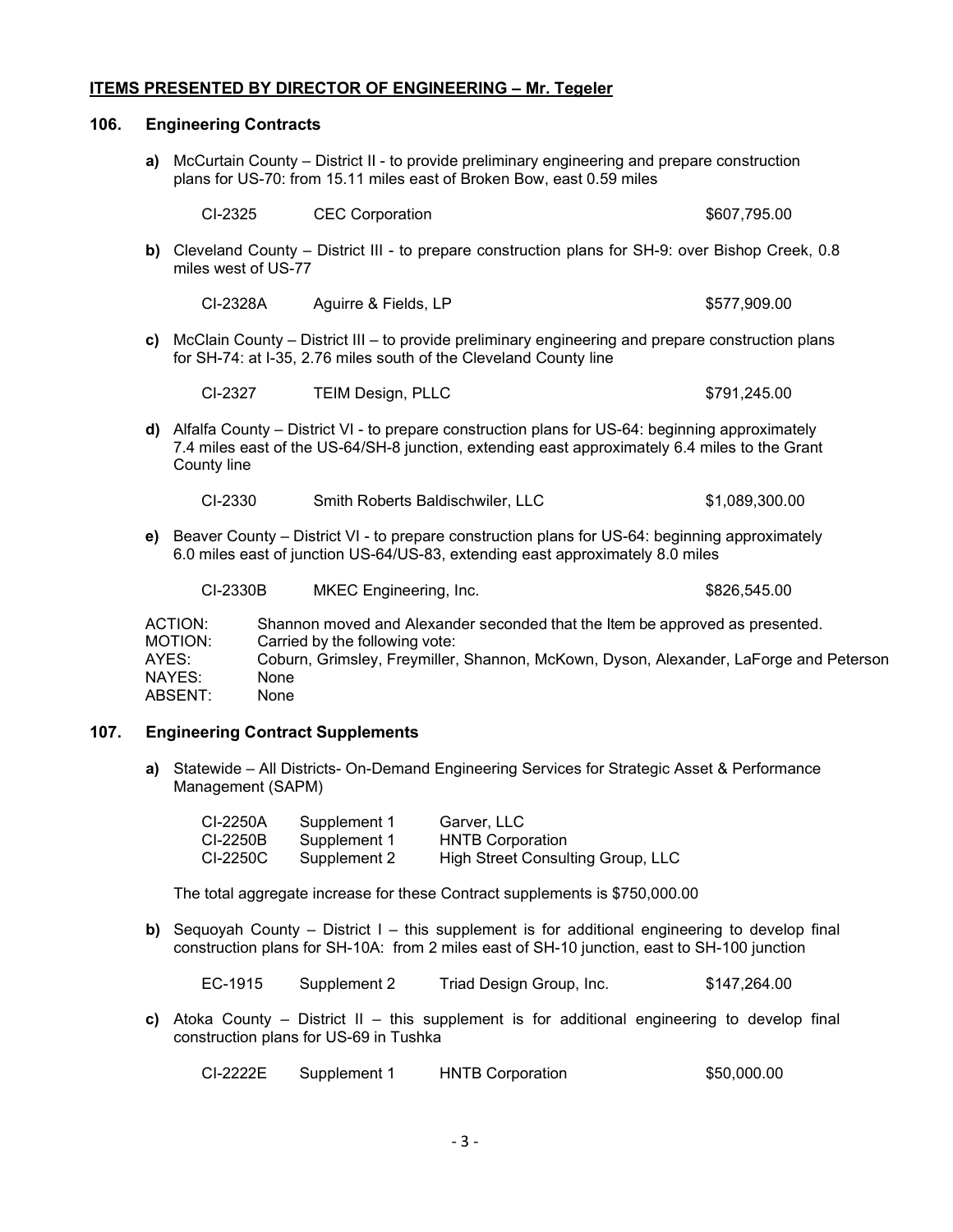## ITEMS PRESENTED BY DIRECTOR OF ENGINEERING – Mr. Tegeler

### 106. Engineering Contracts

**a)** McCurtain County – District II - to provide preliminary engineering and prepare construction plans for US-70: from 15.11 miles east of Broken Bow, east 0.59 miles

| | | |
|---|---|---|
| CI-2325 | CEC Corporation | $607,795.00 |

**b)** Cleveland County – District III - to prepare construction plans for SH-9: over Bishop Creek, 0.8 miles west of US-77

| | | |
|---|---|---|
| CI-2328A | Aguirre & Fields, LP | $577,909.00 |

**c)** McClain County – District III – to provide preliminary engineering and prepare construction plans for SH-74: at I-35, 2.76 miles south of the Cleveland County line

| | | |
|---|---|---|
| CI-2327 | TEIM Design, PLLC | $791,245.00 |

**d)** Alfalfa County – District VI - to prepare construction plans for US-64: beginning approximately 7.4 miles east of the US-64/SH-8 junction, extending east approximately 6.4 miles to the Grant County line

| | | |
|---|---|---|
| CI-2330 | Smith Roberts Baldischwiler, LLC | $1,089,300.00 |

**e)** Beaver County – District VI - to prepare construction plans for US-64: beginning approximately 6.0 miles east of junction US-64/US-83, extending east approximately 8.0 miles

| | | |
|---|---|---|
| CI-2330B | MKEC Engineering, Inc. | $826,545.00 |

ACTION: Shannon moved and Alexander seconded that the Item be approved as presented.
MOTION: Carried by the following vote:
AYES: Coburn, Grimsley, Freymiller, Shannon, McKown, Dyson, Alexander, LaForge and Peterson
NAYES: None
ABSENT: None

### 107. Engineering Contract Supplements

**a)** Statewide – All Districts- On-Demand Engineering Services for Strategic Asset & Performance Management (SAPM)

| | | |
|---|---|---|
| CI-2250A | Supplement 1 | Garver, LLC |
| CI-2250B | Supplement 1 | HNTB Corporation |
| CI-2250C | Supplement 2 | High Street Consulting Group, LLC |

The total aggregate increase for these Contract supplements is $750,000.00

**b)** Sequoyah County – District I – this supplement is for additional engineering to develop final construction plans for SH-10A: from 2 miles east of SH-10 junction, east to SH-100 junction

| | | | |
|---|---|---|---|
| EC-1915 | Supplement 2 | Triad Design Group, Inc. | $147,264.00 |

**c)** Atoka County – District II – this supplement is for additional engineering to develop final construction plans for US-69 in Tushka

| | | | |
|---|---|---|---|
| CI-2222E | Supplement 1 | HNTB Corporation | $50,000.00 |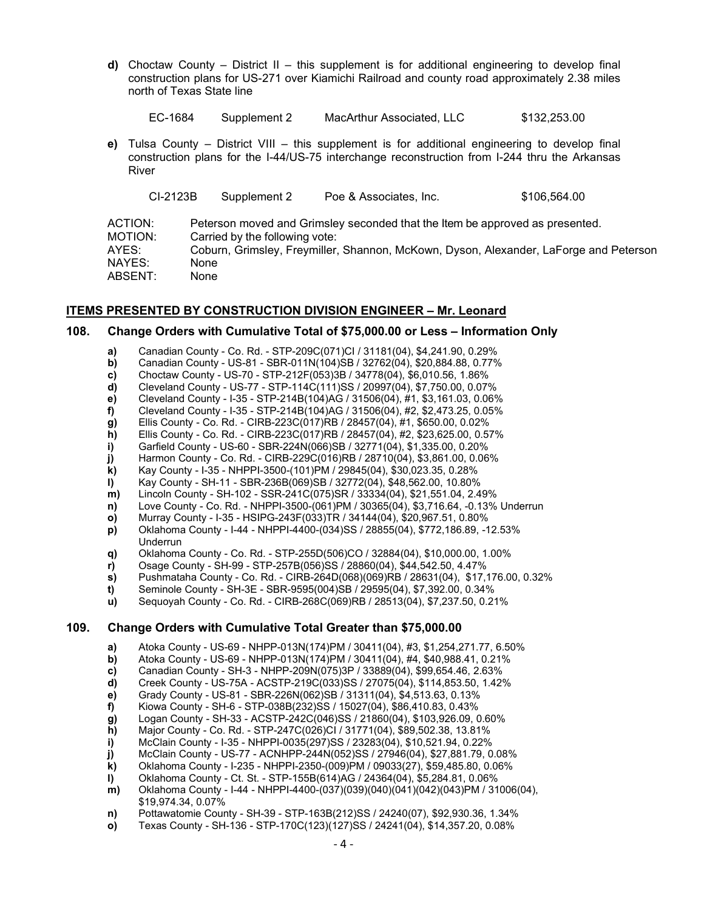**d)** Choctaw County – District II – this supplement is for additional engineering to develop final construction plans for US-271 over Kiamichi Railroad and county road approximately 2.38 miles north of Texas State line

| EC-1684 | Supplement 2 | MacArthur Associated, LLC | $132,253.00 |
|---|---|---|---|

**e)** Tulsa County – District VIII – this supplement is for additional engineering to develop final construction plans for the I-44/US-75 interchange reconstruction from I-244 thru the Arkansas River

| CI-2123B | Supplement 2 | Poe & Associates, Inc. | $106,564.00 |
|---|---|---|---|

ACTION: Peterson moved and Grimsley seconded that the Item be approved as presented.
MOTION: Carried by the following vote:
AYES: Coburn, Grimsley, Freymiller, Shannon, McKown, Dyson, Alexander, LaForge and Peterson
NAYES: None
ABSENT: None

## ITEMS PRESENTED BY CONSTRUCTION DIVISION ENGINEER – Mr. Leonard

### 108. Change Orders with Cumulative Total of $75,000.00 or Less – Information Only

**a)** Canadian County - Co. Rd. - STP-209C(071)CI / 31181(04), $4,241.90, 0.29%
**b)** Canadian County - US-81 - SBR-011N(104)SB / 32762(04), $20,884.88, 0.77%
**c)** Choctaw County - US-70 - STP-212F(053)3B / 34778(04), $6,010.56, 1.86%
**d)** Cleveland County - US-77 - STP-114C(111)SS / 20997(04), $7,750.00, 0.07%
**e)** Cleveland County - I-35 - STP-214B(104)AG / 31506(04), #1, $3,161.03, 0.06%
**f)** Cleveland County - I-35 - STP-214B(104)AG / 31506(04), #2, $2,473.25, 0.05%
**g)** Ellis County - Co. Rd. - CIRB-223C(017)RB / 28457(04), #1, $650.00, 0.02%
**h)** Ellis County - Co. Rd. - CIRB-223C(017)RB / 28457(04), #2, $23,625.00, 0.57%
**i)** Garfield County - US-60 - SBR-224N(066)SB / 32771(04), $1,335.00, 0.20%
**j)** Harmon County - Co. Rd. - CIRB-229C(016)RB / 28710(04), $3,861.00, 0.06%
**k)** Kay County - I-35 - NHPPI-3500-(101)PM / 29845(04), $30,023.35, 0.28%
**l)** Kay County - SH-11 - SBR-236B(069)SB / 32772(04), $48,562.00, 10.80%
**m)** Lincoln County - SH-102 - SSR-241C(075)SR / 33334(04), $21,551.04, 2.49%
**n)** Love County - Co. Rd. - NHPPI-3500-(061)PM / 30365(04), $3,716.64, -0.13% Underrun
**o)** Murray County - I-35 - HSIPG-243F(033)TR / 34144(04), $20,967.51, 0.80%
**p)** Oklahoma County - I-44 - NHPPI-4400-(034)SS / 28855(04), $772,186.89, -12.53% Underrun
**q)** Oklahoma County - Co. Rd. - STP-255D(506)CO / 32884(04), $10,000.00, 1.00%
**r)** Osage County - SH-99 - STP-257B(056)SS / 28860(04), $44,542.50, 4.47%
**s)** Pushmataha County - Co. Rd. - CIRB-264D(068)(069)RB / 28631(04), $17,176.00, 0.32%
**t)** Seminole County - SH-3E - SBR-9595(004)SB / 29595(04), $7,392.00, 0.34%
**u)** Sequoyah County - Co. Rd. - CIRB-268C(069)RB / 28513(04), $7,237.50, 0.21%

### 109. Change Orders with Cumulative Total Greater than $75,000.00

**a)** Atoka County - US-69 - NHPP-013N(174)PM / 30411(04), #3, $1,254,271.77, 6.50%
**b)** Atoka County - US-69 - NHPP-013N(174)PM / 30411(04), #4, $40,988.41, 0.21%
**c)** Canadian County - SH-3 - NHPP-209N(075)3P / 33889(04), $99,654.46, 2.63%
**d)** Creek County - US-75A - ACSTP-219C(033)SS / 27075(04), $114,853.50, 1.42%
**e)** Grady County - US-81 - SBR-226N(062)SB / 31311(04), $4,513.63, 0.13%
**f)** Kiowa County - SH-6 - STP-038B(232)SS / 15027(04), $86,410.83, 0.43%
**g)** Logan County - SH-33 - ACSTP-242C(046)SS / 21860(04), $103,926.09, 0.60%
**h)** Major County - Co. Rd. - STP-247C(026)CI / 31771(04), $89,502.38, 13.81%
**i)** McClain County - I-35 - NHPPI-0035(297)SS / 23283(04), $10,521.94, 0.22%
**j)** McClain County - US-77 - ACNHPP-244N(052)SS / 27946(04), $27,881.79, 0.08%
**k)** Oklahoma County - I-235 - NHPPI-2350-(009)PM / 09033(27), $59,485.80, 0.06%
**l)** Oklahoma County - Ct. St. - STP-155B(614)AG / 24364(04), $5,284.81, 0.06%
**m)** Oklahoma County - I-44 - NHPPI-4400-(037)(039)(040)(041)(042)(043)PM / 31006(04), $19,974.34, 0.07%
**n)** Pottawatomie County - SH-39 - STP-163B(212)SS / 24240(07), $92,930.36, 1.34%
**o)** Texas County - SH-136 - STP-170C(123)(127)SS / 24241(04), $14,357.20, 0.08%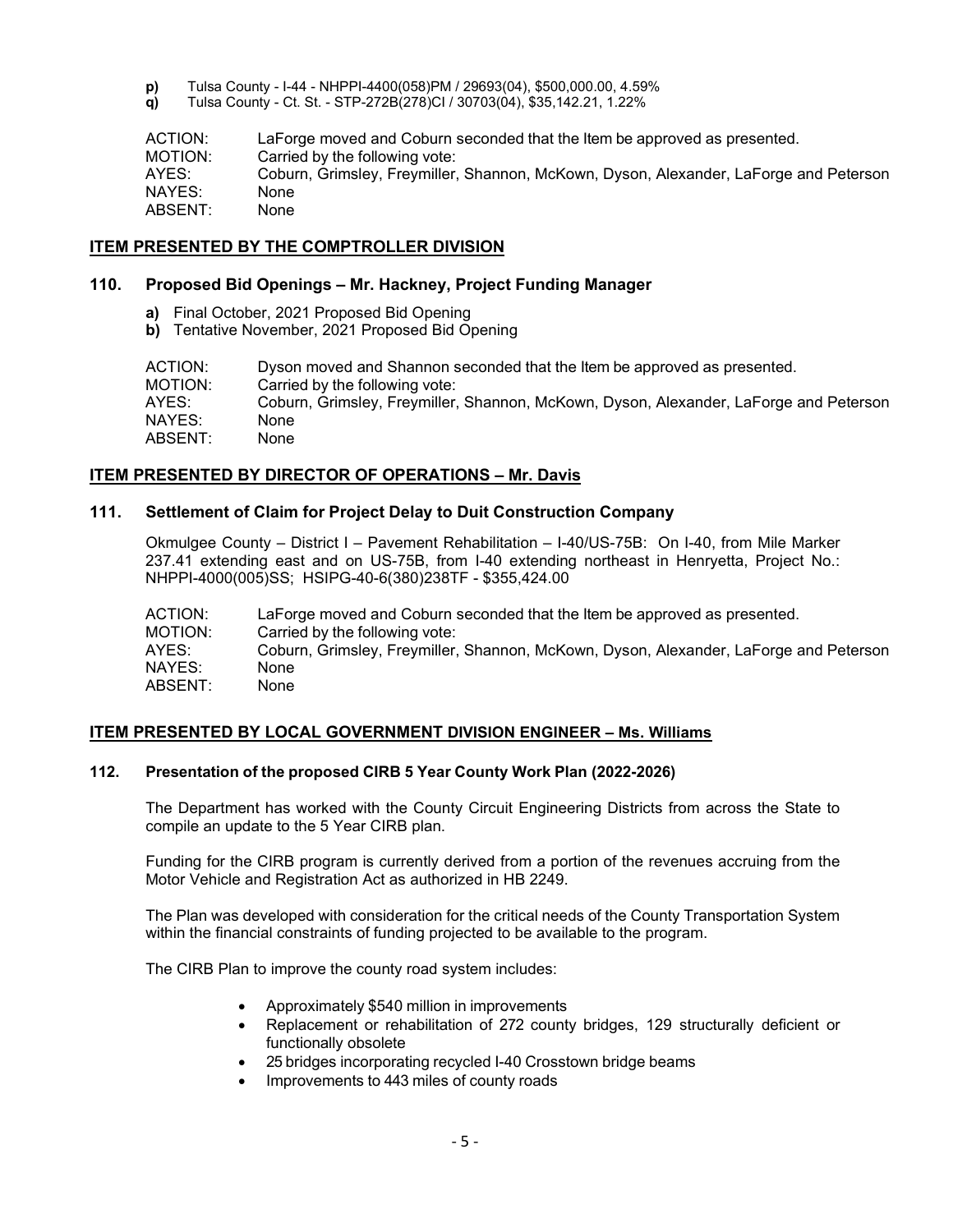**p)** Tulsa County - I-44 - NHPPI-4400(058)PM / 29693(04), $500,000.00, 4.59%
**q)** Tulsa County - Ct. St. - STP-272B(278)CI / 30703(04), $35,142.21, 1.22%

ACTION: LaForge moved and Coburn seconded that the Item be approved as presented.
MOTION: Carried by the following vote:
AYES: Coburn, Grimsley, Freymiller, Shannon, McKown, Dyson, Alexander, LaForge and Peterson
NAYES: None
ABSENT: None

## ITEM PRESENTED BY THE COMPTROLLER DIVISION

### 110. Proposed Bid Openings – Mr. Hackney, Project Funding Manager

**a)** Final October, 2021 Proposed Bid Opening
**b)** Tentative November, 2021 Proposed Bid Opening

ACTION: Dyson moved and Shannon seconded that the Item be approved as presented.
MOTION: Carried by the following vote:
AYES: Coburn, Grimsley, Freymiller, Shannon, McKown, Dyson, Alexander, LaForge and Peterson
NAYES: None
ABSENT: None

## ITEM PRESENTED BY DIRECTOR OF OPERATIONS – Mr. Davis

### 111. Settlement of Claim for Project Delay to Duit Construction Company

Okmulgee County – District I – Pavement Rehabilitation – I-40/US-75B: On I-40, from Mile Marker 237.41 extending east and on US-75B, from I-40 extending northeast in Henryetta, Project No.: NHPPI-4000(005)SS; HSIPG-40-6(380)238TF - $355,424.00

ACTION: LaForge moved and Coburn seconded that the Item be approved as presented.
MOTION: Carried by the following vote:
AYES: Coburn, Grimsley, Freymiller, Shannon, McKown, Dyson, Alexander, LaForge and Peterson
NAYES: None
ABSENT: None

## ITEM PRESENTED BY LOCAL GOVERNMENT DIVISION ENGINEER – Ms. Williams

### 112. Presentation of the proposed CIRB 5 Year County Work Plan (2022-2026)

The Department has worked with the County Circuit Engineering Districts from across the State to compile an update to the 5 Year CIRB plan.

Funding for the CIRB program is currently derived from a portion of the revenues accruing from the Motor Vehicle and Registration Act as authorized in HB 2249.

The Plan was developed with consideration for the critical needs of the County Transportation System within the financial constraints of funding projected to be available to the program.

The CIRB Plan to improve the county road system includes:

- Approximately $540 million in improvements
- Replacement or rehabilitation of 272 county bridges, 129 structurally deficient or functionally obsolete
- 25 bridges incorporating recycled I-40 Crosstown bridge beams
- Improvements to 443 miles of county roads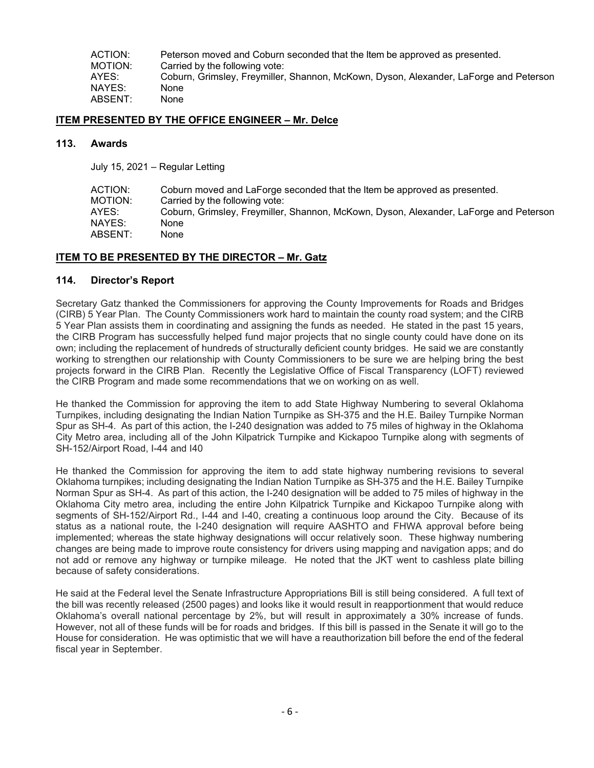ACTION: Peterson moved and Coburn seconded that the Item be approved as presented.
MOTION: Carried by the following vote:
AYES: Coburn, Grimsley, Freymiller, Shannon, McKown, Dyson, Alexander, LaForge and Peterson
NAYES: None
ABSENT: None

## ITEM PRESENTED BY THE OFFICE ENGINEER – Mr. Delce

### 113. Awards

July 15, 2021 – Regular Letting

ACTION: Coburn moved and LaForge seconded that the Item be approved as presented.
MOTION: Carried by the following vote:
AYES: Coburn, Grimsley, Freymiller, Shannon, McKown, Dyson, Alexander, LaForge and Peterson
NAYES: None
ABSENT: None

## ITEM TO BE PRESENTED BY THE DIRECTOR – Mr. Gatz

### 114. Director's Report

Secretary Gatz thanked the Commissioners for approving the County Improvements for Roads and Bridges (CIRB) 5 Year Plan. The County Commissioners work hard to maintain the county road system; and the CIRB 5 Year Plan assists them in coordinating and assigning the funds as needed. He stated in the past 15 years, the CIRB Program has successfully helped fund major projects that no single county could have done on its own; including the replacement of hundreds of structurally deficient county bridges. He said we are constantly working to strengthen our relationship with County Commissioners to be sure we are helping bring the best projects forward in the CIRB Plan. Recently the Legislative Office of Fiscal Transparency (LOFT) reviewed the CIRB Program and made some recommendations that we on working on as well.

He thanked the Commission for approving the item to add State Highway Numbering to several Oklahoma Turnpikes, including designating the Indian Nation Turnpike as SH-375 and the H.E. Bailey Turnpike Norman Spur as SH-4. As part of this action, the I-240 designation was added to 75 miles of highway in the Oklahoma City Metro area, including all of the John Kilpatrick Turnpike and Kickapoo Turnpike along with segments of SH-152/Airport Road, I-44 and I40

He thanked the Commission for approving the item to add state highway numbering revisions to several Oklahoma turnpikes; including designating the Indian Nation Turnpike as SH-375 and the H.E. Bailey Turnpike Norman Spur as SH-4. As part of this action, the I-240 designation will be added to 75 miles of highway in the Oklahoma City metro area, including the entire John Kilpatrick Turnpike and Kickapoo Turnpike along with segments of SH-152/Airport Rd., I-44 and I-40, creating a continuous loop around the City. Because of its status as a national route, the I-240 designation will require AASHTO and FHWA approval before being implemented; whereas the state highway designations will occur relatively soon. These highway numbering changes are being made to improve route consistency for drivers using mapping and navigation apps; and do not add or remove any highway or turnpike mileage. He noted that the JKT went to cashless plate billing because of safety considerations.

He said at the Federal level the Senate Infrastructure Appropriations Bill is still being considered. A full text of the bill was recently released (2500 pages) and looks like it would result in reapportionment that would reduce Oklahoma's overall national percentage by 2%, but will result in approximately a 30% increase of funds. However, not all of these funds will be for roads and bridges. If this bill is passed in the Senate it will go to the House for consideration. He was optimistic that we will have a reauthorization bill before the end of the federal fiscal year in September.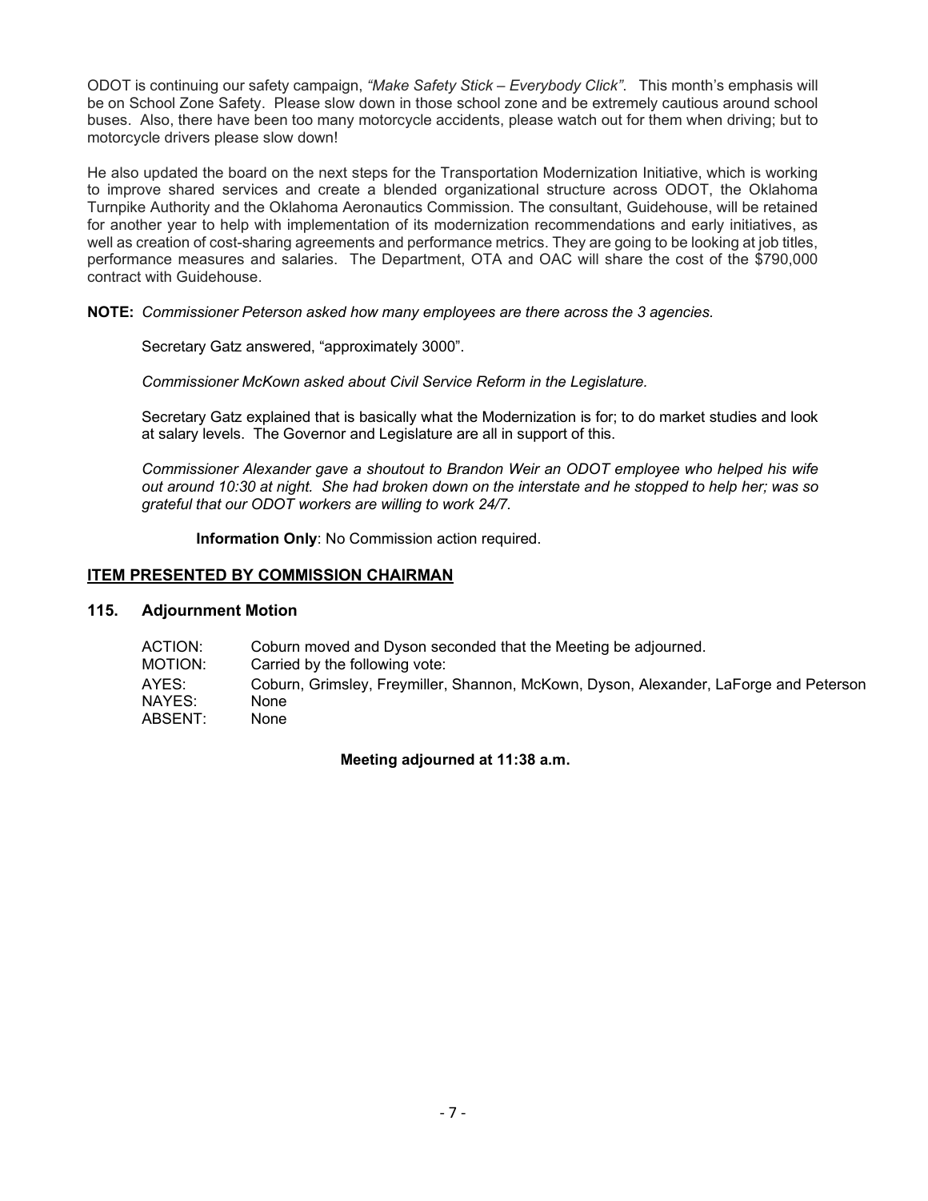ODOT is continuing our safety campaign, *"Make Safety Stick – Everybody Click"*. This month's emphasis will be on School Zone Safety. Please slow down in those school zone and be extremely cautious around school buses. Also, there have been too many motorcycle accidents, please watch out for them when driving; but to motorcycle drivers please slow down!

He also updated the board on the next steps for the Transportation Modernization Initiative, which is working to improve shared services and create a blended organizational structure across ODOT, the Oklahoma Turnpike Authority and the Oklahoma Aeronautics Commission. The consultant, Guidehouse, will be retained for another year to help with implementation of its modernization recommendations and early initiatives, as well as creation of cost-sharing agreements and performance metrics. They are going to be looking at job titles, performance measures and salaries. The Department, OTA and OAC will share the cost of the $790,000 contract with Guidehouse.

**NOTE:** *Commissioner Peterson asked how many employees are there across the 3 agencies.*

Secretary Gatz answered, "approximately 3000".

*Commissioner McKown asked about Civil Service Reform in the Legislature.*

Secretary Gatz explained that is basically what the Modernization is for; to do market studies and look at salary levels. The Governor and Legislature are all in support of this.

*Commissioner Alexander gave a shoutout to Brandon Weir an ODOT employee who helped his wife out around 10:30 at night. She had broken down on the interstate and he stopped to help her; was so grateful that our ODOT workers are willing to work 24/7.*

**Information Only**: No Commission action required.

## ITEM PRESENTED BY COMMISSION CHAIRMAN

### 115. Adjournment Motion

ACTION: Coburn moved and Dyson seconded that the Meeting be adjourned.
MOTION: Carried by the following vote:
AYES: Coburn, Grimsley, Freymiller, Shannon, McKown, Dyson, Alexander, LaForge and Peterson
NAYES: None
ABSENT: None

**Meeting adjourned at 11:38 a.m.**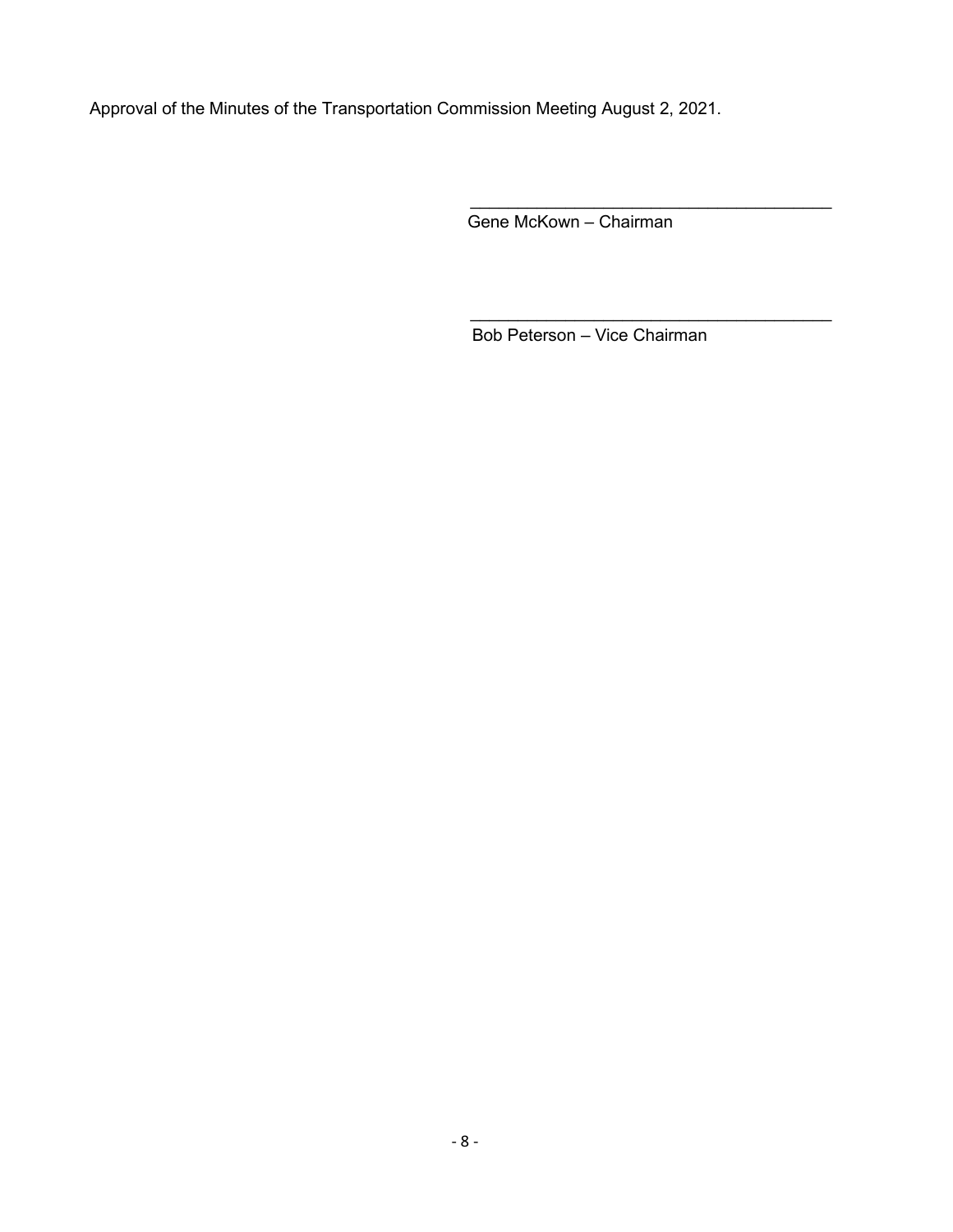Approval of the Minutes of the Transportation Commission Meeting August 2, 2021.

\_\_\_\_\_\_\_\_\_\_\_\_\_\_\_\_\_\_\_\_\_\_\_\_\_\_\_\_\_\_\_\_\_\_\_\_\_\_\_\_

Gene McKown – Chairman

\_\_\_\_\_\_\_\_\_\_\_\_\_\_\_\_\_\_\_\_\_\_\_\_\_\_\_\_\_\_\_\_\_\_\_\_\_\_\_\_

Bob Peterson – Vice Chairman